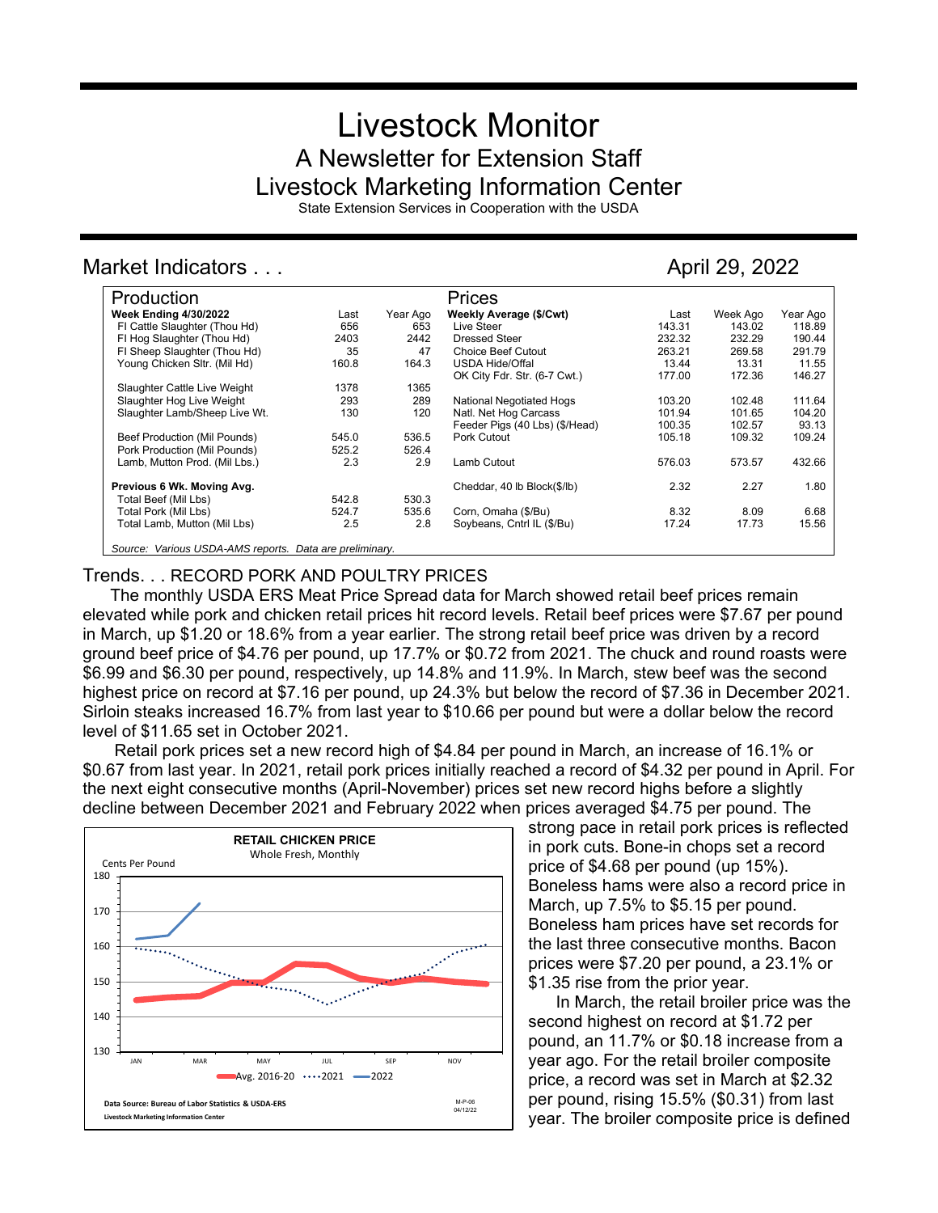# Livestock Monitor

## A Newsletter for Extension Staff

## Livestock Marketing Information Center

State Extension Services in Cooperation with the USDA

## Market Indicators . . .

April 29, 2022

| Production | Last | Year Ago | Prices | Last | Week Ago | Year Ago |
|---|---|---|---|---|---|---|
| **Week Ending 4/30/2022** | | | **Weekly Average ($/Cwt)** | | | |
| FI Cattle Slaughter (Thou Hd) | 656 | 653 | Live Steer | 143.31 | 143.02 | 118.89 |
| FI Hog Slaughter (Thou Hd) | 2403 | 2442 | Dressed Steer | 232.32 | 232.29 | 190.44 |
| FI Sheep Slaughter (Thou Hd) | 35 | 47 | Choice Beef Cutout | 263.21 | 269.58 | 291.79 |
| Young Chicken Sltr. (Mil Hd) | 160.8 | 164.3 | USDA Hide/Offal | 13.44 | 13.31 | 11.55 |
| | | | OK City Fdr. Str. (6-7 Cwt.) | 177.00 | 172.36 | 146.27 |
| Slaughter Cattle Live Weight | 1378 | 1365 | | | | |
| Slaughter Hog Live Weight | 293 | 289 | National Negotiated Hogs | 103.20 | 102.48 | 111.64 |
| Slaughter Lamb/Sheep Live Wt. | 130 | 120 | Natl. Net Hog Carcass | 101.94 | 101.65 | 104.20 |
| | | | Feeder Pigs (40 Lbs) ($/Head) | 100.35 | 102.57 | 93.13 |
| Beef Production (Mil Pounds) | 545.0 | 536.5 | Pork Cutout | 105.18 | 109.32 | 109.24 |
| Pork Production (Mil Pounds) | 525.2 | 526.4 | | | | |
| Lamb, Mutton Prod. (Mil Lbs.) | 2.3 | 2.9 | Lamb Cutout | 576.03 | 573.57 | 432.66 |
| **Previous 6 Wk. Moving Avg.** | | | Cheddar, 40 lb Block($/lb) | 2.32 | 2.27 | 1.80 |
| Total Beef (Mil Lbs) | 542.8 | 530.3 | | | | |
| Total Pork (Mil Lbs) | 524.7 | 535.6 | Corn, Omaha ($/Bu) | 8.32 | 8.09 | 6.68 |
| Total Lamb, Mutton (Mil Lbs) | 2.5 | 2.8 | Soybeans, Cntrl IL ($/Bu) | 17.24 | 17.73 | 15.56 |

*Source: Various USDA-AMS reports. Data are preliminary.*

## Trends. . . RECORD PORK AND POULTRY PRICES

The monthly USDA ERS Meat Price Spread data for March showed retail beef prices remain elevated while pork and chicken retail prices hit record levels. Retail beef prices were $7.67 per pound in March, up $1.20 or 18.6% from a year earlier. The strong retail beef price was driven by a record ground beef price of $4.76 per pound, up 17.7% or $0.72 from 2021. The chuck and round roasts were $6.99 and $6.30 per pound, respectively, up 14.8% and 11.9%. In March, stew beef was the second highest price on record at $7.16 per pound, up 24.3% but below the record of $7.36 in December 2021. Sirloin steaks increased 16.7% from last year to $10.66 per pound but were a dollar below the record level of $11.65 set in October 2021.

Retail pork prices set a new record high of $4.84 per pound in March, an increase of 16.1% or $0.67 from last year. In 2021, retail pork prices initially reached a record of $4.32 per pound in April. For the next eight consecutive months (April-November) prices set new record highs before a slightly decline between December 2021 and February 2022 when prices averaged $4.75 per pound. The strong pace in retail pork prices is reflected in pork cuts. Bone-in chops set a record price of $4.68 per pound (up 15%). Boneless hams were also a record price in March, up 7.5% to $5.15 per pound. Boneless ham prices have set records for the last three consecutive months. Bacon prices were $7.20 per pound, a 23.1% or $1.35 rise from the prior year.

**RETAIL CHICKEN PRICE**
Whole Fresh, Monthly

Data Source: Bureau of Labor Statistics & USDA-ERS
Livestock Marketing Information Center

In March, the retail broiler price was the second highest on record at $1.72 per pound, an 11.7% or $0.18 increase from a year ago. For the retail broiler composite price, a record was set in March at $2.32 per pound, rising 15.5% ($0.31) from last year. The broiler composite price is defined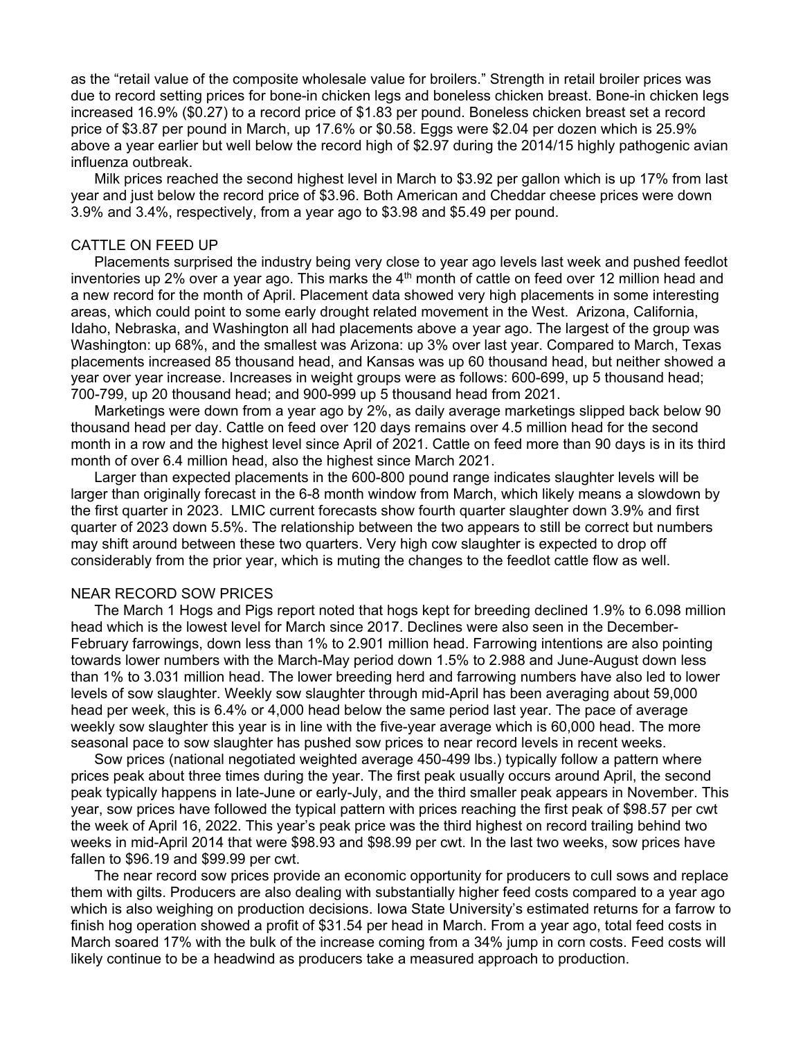as the "retail value of the composite wholesale value for broilers." Strength in retail broiler prices was due to record setting prices for bone-in chicken legs and boneless chicken breast. Bone-in chicken legs increased 16.9% ($0.27) to a record price of $1.83 per pound. Boneless chicken breast set a record price of $3.87 per pound in March, up 17.6% or $0.58. Eggs were $2.04 per dozen which is 25.9% above a year earlier but well below the record high of $2.97 during the 2014/15 highly pathogenic avian influenza outbreak.

Milk prices reached the second highest level in March to $3.92 per gallon which is up 17% from last year and just below the record price of $3.96. Both American and Cheddar cheese prices were down 3.9% and 3.4%, respectively, from a year ago to $3.98 and $5.49 per pound.

## CATTLE ON FEED UP

Placements surprised the industry being very close to year ago levels last week and pushed feedlot inventories up 2% over a year ago. This marks the 4th month of cattle on feed over 12 million head and a new record for the month of April. Placement data showed very high placements in some interesting areas, which could point to some early drought related movement in the West. Arizona, California, Idaho, Nebraska, and Washington all had placements above a year ago. The largest of the group was Washington: up 68%, and the smallest was Arizona: up 3% over last year. Compared to March, Texas placements increased 85 thousand head, and Kansas was up 60 thousand head, but neither showed a year over year increase. Increases in weight groups were as follows: 600-699, up 5 thousand head; 700-799, up 20 thousand head; and 900-999 up 5 thousand head from 2021.

Marketings were down from a year ago by 2%, as daily average marketings slipped back below 90 thousand head per day. Cattle on feed over 120 days remains over 4.5 million head for the second month in a row and the highest level since April of 2021. Cattle on feed more than 90 days is in its third month of over 6.4 million head, also the highest since March 2021.

Larger than expected placements in the 600-800 pound range indicates slaughter levels will be larger than originally forecast in the 6-8 month window from March, which likely means a slowdown by the first quarter in 2023. LMIC current forecasts show fourth quarter slaughter down 3.9% and first quarter of 2023 down 5.5%. The relationship between the two appears to still be correct but numbers may shift around between these two quarters. Very high cow slaughter is expected to drop off considerably from the prior year, which is muting the changes to the feedlot cattle flow as well.

## NEAR RECORD SOW PRICES

The March 1 Hogs and Pigs report noted that hogs kept for breeding declined 1.9% to 6.098 million head which is the lowest level for March since 2017. Declines were also seen in the December-February farrowings, down less than 1% to 2.901 million head. Farrowing intentions are also pointing towards lower numbers with the March-May period down 1.5% to 2.988 and June-August down less than 1% to 3.031 million head. The lower breeding herd and farrowing numbers have also led to lower levels of sow slaughter. Weekly sow slaughter through mid-April has been averaging about 59,000 head per week, this is 6.4% or 4,000 head below the same period last year. The pace of average weekly sow slaughter this year is in line with the five-year average which is 60,000 head. The more seasonal pace to sow slaughter has pushed sow prices to near record levels in recent weeks.

Sow prices (national negotiated weighted average 450-499 lbs.) typically follow a pattern where prices peak about three times during the year. The first peak usually occurs around April, the second peak typically happens in late-June or early-July, and the third smaller peak appears in November. This year, sow prices have followed the typical pattern with prices reaching the first peak of $98.57 per cwt the week of April 16, 2022. This year's peak price was the third highest on record trailing behind two weeks in mid-April 2014 that were $98.93 and $98.99 per cwt. In the last two weeks, sow prices have fallen to $96.19 and $99.99 per cwt.

The near record sow prices provide an economic opportunity for producers to cull sows and replace them with gilts. Producers are also dealing with substantially higher feed costs compared to a year ago which is also weighing on production decisions. Iowa State University's estimated returns for a farrow to finish hog operation showed a profit of $31.54 per head in March. From a year ago, total feed costs in March soared 17% with the bulk of the increase coming from a 34% jump in corn costs. Feed costs will likely continue to be a headwind as producers take a measured approach to production.